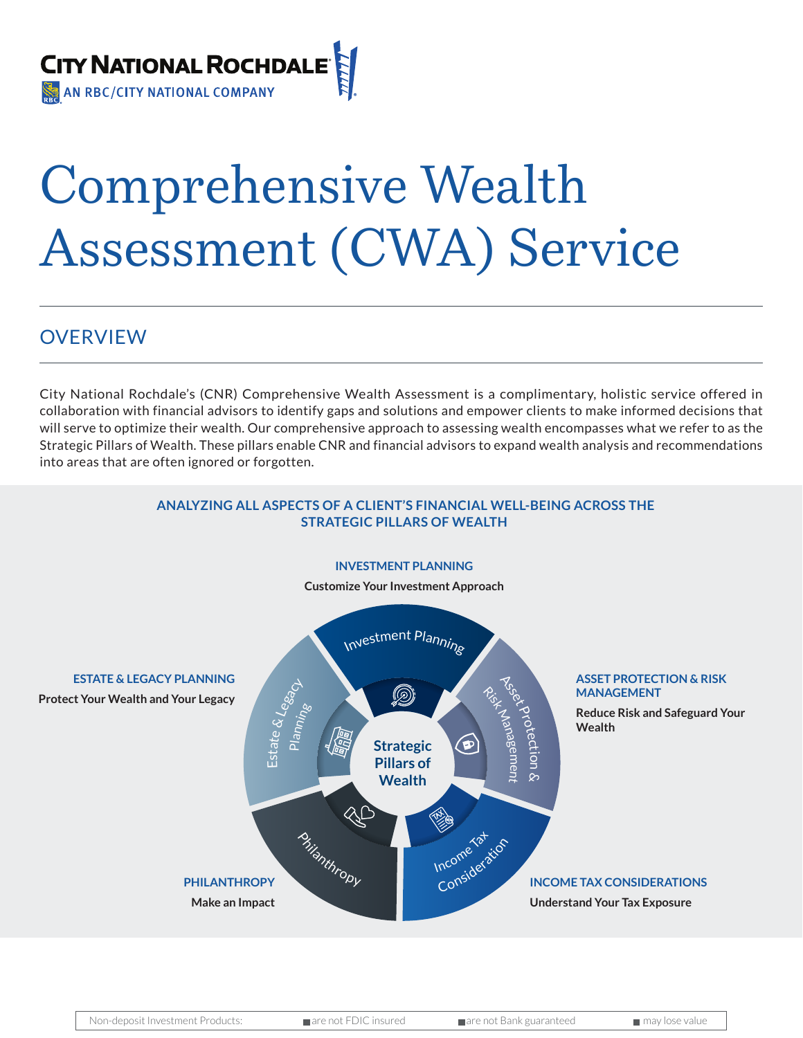**CITY NATIONAL ROCHDALE**
AN RBC/CITY NATIONAL COMPANY

# Comprehensive Wealth Assessment (CWA) Service

## OVERVIEW

City National Rochdale's (CNR) Comprehensive Wealth Assessment is a complimentary, holistic service offered in collaboration with financial advisors to identify gaps and solutions and empower clients to make informed decisions that will serve to optimize their wealth. Our comprehensive approach to assessing wealth encompasses what we refer to as the Strategic Pillars of Wealth. These pillars enable CNR and financial advisors to expand wealth analysis and recommendations into areas that are often ignored or forgotten.

### ANALYZING ALL ASPECTS OF A CLIENT'S FINANCIAL WELL-BEING ACROSS THE STRATEGIC PILLARS OF WEALTH

**Strategic Pillars of Wealth**

**INVESTMENT PLANNING**
**Customize Your Investment Approach**

**ASSET PROTECTION & RISK MANAGEMENT**
**Reduce Risk and Safeguard Your Wealth**

**INCOME TAX CONSIDERATIONS**
**Understand Your Tax Exposure**

**PHILANTHROPY**
**Make an Impact**

**ESTATE & LEGACY PLANNING**
**Protect Your Wealth and Your Legacy**

| Non-deposit Investment Products: | are not FDIC insured | are not Bank guaranteed | may lose value |
|---|---|---|---|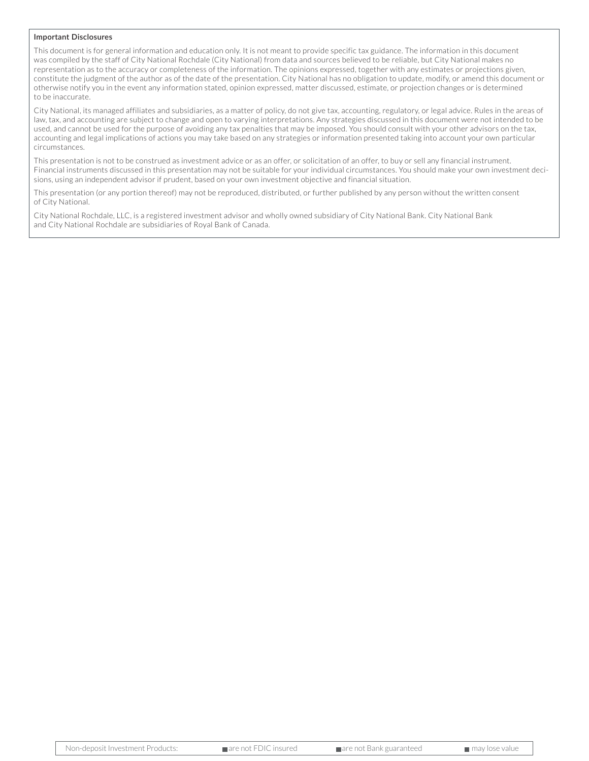**Important Disclosures**

This document is for general information and education only. It is not meant to provide specific tax guidance. The information in this document was compiled by the staff of City National Rochdale (City National) from data and sources believed to be reliable, but City National makes no representation as to the accuracy or completeness of the information. The opinions expressed, together with any estimates or projections given, constitute the judgment of the author as of the date of the presentation. City National has no obligation to update, modify, or amend this document or otherwise notify you in the event any information stated, opinion expressed, matter discussed, estimate, or projection changes or is determined to be inaccurate.

City National, its managed affiliates and subsidiaries, as a matter of policy, do not give tax, accounting, regulatory, or legal advice. Rules in the areas of law, tax, and accounting are subject to change and open to varying interpretations. Any strategies discussed in this document were not intended to be used, and cannot be used for the purpose of avoiding any tax penalties that may be imposed. You should consult with your other advisors on the tax, accounting and legal implications of actions you may take based on any strategies or information presented taking into account your own particular circumstances.

This presentation is not to be construed as investment advice or as an offer, or solicitation of an offer, to buy or sell any financial instrument. Financial instruments discussed in this presentation may not be suitable for your individual circumstances. You should make your own investment decisions, using an independent advisor if prudent, based on your own investment objective and financial situation.

This presentation (or any portion thereof) may not be reproduced, distributed, or further published by any person without the written consent of City National.

City National Rochdale, LLC, is a registered investment advisor and wholly owned subsidiary of City National Bank. City National Bank and City National Rochdale are subsidiaries of Royal Bank of Canada.

Non-deposit Investment Products: ■ are not FDIC insured ■ are not Bank guaranteed ■ may lose value